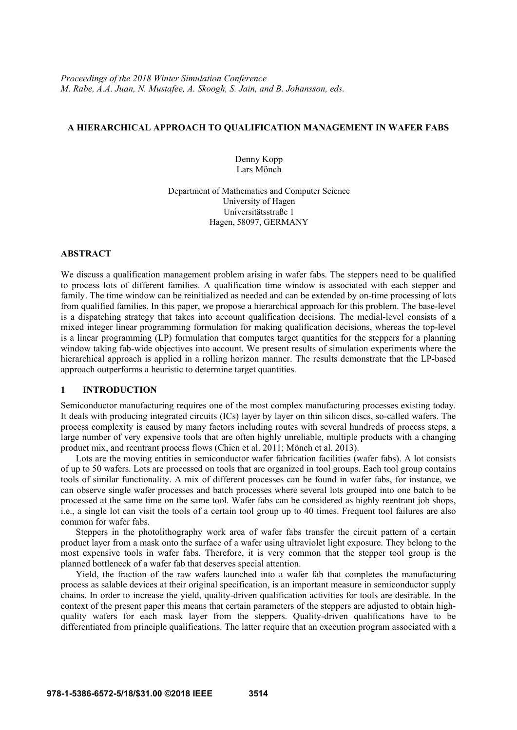*Proceedings of the 2018 Winter Simulation Conference*
*M. Rabe, A.A. Juan, N. Mustafee, A. Skoogh, S. Jain, and B. Johansson, eds.*

# A HIERARCHICAL APPROACH TO QUALIFICATION MANAGEMENT IN WAFER FABS

Denny Kopp
Lars Mönch

Department of Mathematics and Computer Science
University of Hagen
Universitätsstraße 1
Hagen, 58097, GERMANY

## ABSTRACT

We discuss a qualification management problem arising in wafer fabs. The steppers need to be qualified to process lots of different families. A qualification time window is associated with each stepper and family. The time window can be reinitialized as needed and can be extended by on-time processing of lots from qualified families. In this paper, we propose a hierarchical approach for this problem. The base-level is a dispatching strategy that takes into account qualification decisions. The medial-level consists of a mixed integer linear programming formulation for making qualification decisions, whereas the top-level is a linear programming (LP) formulation that computes target quantities for the steppers for a planning window taking fab-wide objectives into account. We present results of simulation experiments where the hierarchical approach is applied in a rolling horizon manner. The results demonstrate that the LP-based approach outperforms a heuristic to determine target quantities.

## 1 INTRODUCTION

Semiconductor manufacturing requires one of the most complex manufacturing processes existing today. It deals with producing integrated circuits (ICs) layer by layer on thin silicon discs, so-called wafers. The process complexity is caused by many factors including routes with several hundreds of process steps, a large number of very expensive tools that are often highly unreliable, multiple products with a changing product mix, and reentrant process flows (Chien et al. 2011; Mönch et al. 2013).

Lots are the moving entities in semiconductor wafer fabrication facilities (wafer fabs). A lot consists of up to 50 wafers. Lots are processed on tools that are organized in tool groups. Each tool group contains tools of similar functionality. A mix of different processes can be found in wafer fabs, for instance, we can observe single wafer processes and batch processes where several lots grouped into one batch to be processed at the same time on the same tool. Wafer fabs can be considered as highly reentrant job shops, i.e., a single lot can visit the tools of a certain tool group up to 40 times. Frequent tool failures are also common for wafer fabs.

Steppers in the photolithography work area of wafer fabs transfer the circuit pattern of a certain product layer from a mask onto the surface of a wafer using ultraviolet light exposure. They belong to the most expensive tools in wafer fabs. Therefore, it is very common that the stepper tool group is the planned bottleneck of a wafer fab that deserves special attention.

Yield, the fraction of the raw wafers launched into a wafer fab that completes the manufacturing process as salable devices at their original specification, is an important measure in semiconductor supply chains. In order to increase the yield, quality-driven qualification activities for tools are desirable. In the context of the present paper this means that certain parameters of the steppers are adjusted to obtain high-quality wafers for each mask layer from the steppers. Quality-driven qualifications have to be differentiated from principle qualifications. The latter require that an execution program associated with a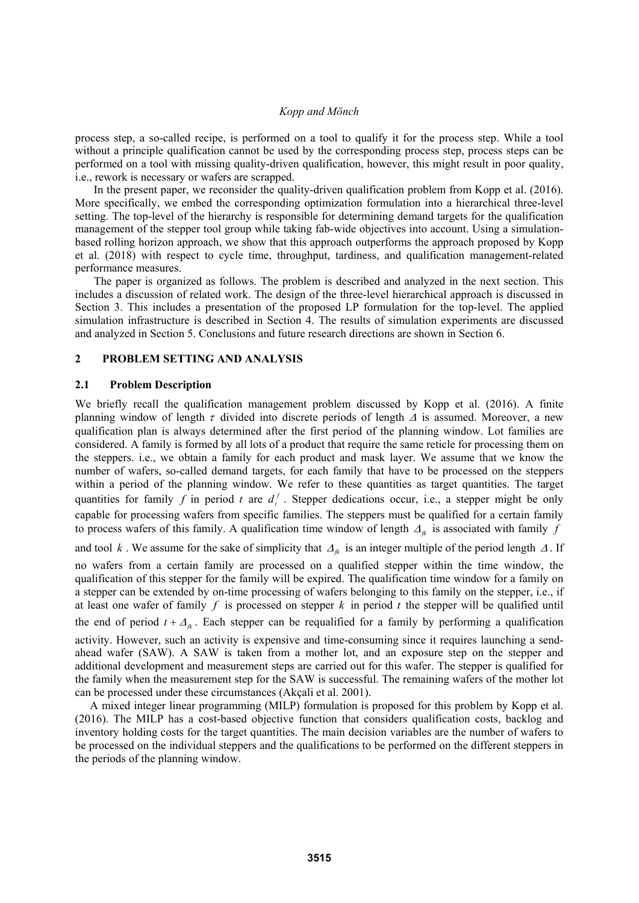process step, a so-called recipe, is performed on a tool to qualify it for the process step. While a tool without a principle qualification cannot be used by the corresponding process step, process steps can be performed on a tool with missing quality-driven qualification, however, this might result in poor quality, i.e., rework is necessary or wafers are scrapped.

In the present paper, we reconsider the quality-driven qualification problem from Kopp et al. (2016). More specifically, we embed the corresponding optimization formulation into a hierarchical three-level setting. The top-level of the hierarchy is responsible for determining demand targets for the qualification management of the stepper tool group while taking fab-wide objectives into account. Using a simulation-based rolling horizon approach, we show that this approach outperforms the approach proposed by Kopp et al. (2018) with respect to cycle time, throughput, tardiness, and qualification management-related performance measures.

The paper is organized as follows. The problem is described and analyzed in the next section. This includes a discussion of related work. The design of the three-level hierarchical approach is discussed in Section 3. This includes a presentation of the proposed LP formulation for the top-level. The applied simulation infrastructure is described in Section 4. The results of simulation experiments are discussed and analyzed in Section 5. Conclusions and future research directions are shown in Section 6.

## 2 PROBLEM SETTING AND ANALYSIS

### 2.1 Problem Description

We briefly recall the qualification management problem discussed by Kopp et al. (2016). A finite planning window of length $\tau$ divided into discrete periods of length $\Delta$ is assumed. Moreover, a new qualification plan is always determined after the first period of the planning window. Lot families are considered. A family is formed by all lots of a product that require the same reticle for processing them on the steppers. i.e., we obtain a family for each product and mask layer. We assume that we know the number of wafers, so-called demand targets, for each family that have to be processed on the steppers within a period of the planning window. We refer to these quantities as target quantities. The target quantities for family $f$ in period $t$ are $d_t^f$. Stepper dedications occur, i.e., a stepper might be only capable for processing wafers from specific families. The steppers must be qualified for a certain family to process wafers of this family. A qualification time window of length $\Delta_{fk}$ is associated with family $f$ and tool $k$. We assume for the sake of simplicity that $\Delta_{fk}$ is an integer multiple of the period length $\Delta$. If no wafers from a certain family are processed on a qualified stepper within the time window, the qualification of this stepper for the family will be expired. The qualification time window for a family on a stepper can be extended by on-time processing of wafers belonging to this family on the stepper, i.e., if at least one wafer of family $f$ is processed on stepper $k$ in period $t$ the stepper will be qualified until the end of period $t + \Delta_{fk}$. Each stepper can be requalified for a family by performing a qualification activity. However, such an activity is expensive and time-consuming since it requires launching a send-ahead wafer (SAW). A SAW is taken from a mother lot, and an exposure step on the stepper and additional development and measurement steps are carried out for this wafer. The stepper is qualified for the family when the measurement step for the SAW is successful. The remaining wafers of the mother lot can be processed under these circumstances (Akçali et al. 2001).

A mixed integer linear programming (MILP) formulation is proposed for this problem by Kopp et al. (2016). The MILP has a cost-based objective function that considers qualification costs, backlog and inventory holding costs for the target quantities. The main decision variables are the number of wafers to be processed on the individual steppers and the qualifications to be performed on the different steppers in the periods of the planning window.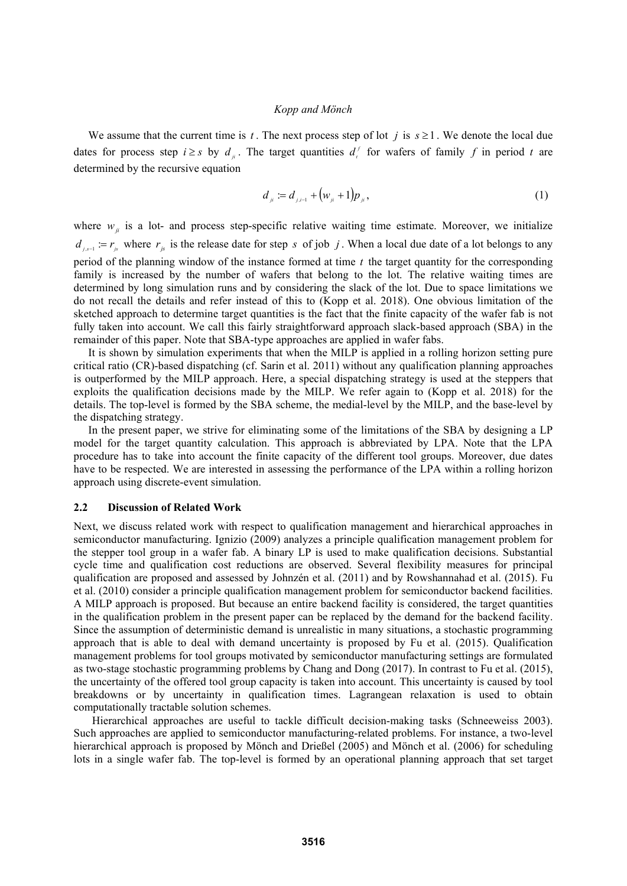We assume that the current time is $t$. The next process step of lot $j$ is $s \geq 1$. We denote the local due dates for process step $i \geq s$ by $d_{ji}$. The target quantities $d_t^f$ for wafers of family $f$ in period $t$ are determined by the recursive equation

$$d_{ji} := d_{j,i-1} + \left(w_{ji} + 1\right) p_{ji}, \tag{1}$$

where $w_{ji}$ is a lot- and process step-specific relative waiting time estimate. Moreover, we initialize $d_{j,s-1} := r_{js}$ where $r_{js}$ is the release date for step $s$ of job $j$. When a local due date of a lot belongs to any period of the planning window of the instance formed at time $t$ the target quantity for the corresponding family is increased by the number of wafers that belong to the lot. The relative waiting times are determined by long simulation runs and by considering the slack of the lot. Due to space limitations we do not recall the details and refer instead of this to (Kopp et al. 2018). One obvious limitation of the sketched approach to determine target quantities is the fact that the finite capacity of the wafer fab is not fully taken into account. We call this fairly straightforward approach slack-based approach (SBA) in the remainder of this paper. Note that SBA-type approaches are applied in wafer fabs.

It is shown by simulation experiments that when the MILP is applied in a rolling horizon setting pure critical ratio (CR)-based dispatching (cf. Sarin et al. 2011) without any qualification planning approaches is outperformed by the MILP approach. Here, a special dispatching strategy is used at the steppers that exploits the qualification decisions made by the MILP. We refer again to (Kopp et al. 2018) for the details. The top-level is formed by the SBA scheme, the medial-level by the MILP, and the base-level by the dispatching strategy.

In the present paper, we strive for eliminating some of the limitations of the SBA by designing a LP model for the target quantity calculation. This approach is abbreviated by LPA. Note that the LPA procedure has to take into account the finite capacity of the different tool groups. Moreover, due dates have to be respected. We are interested in assessing the performance of the LPA within a rolling horizon approach using discrete-event simulation.

### 2.2 Discussion of Related Work

Next, we discuss related work with respect to qualification management and hierarchical approaches in semiconductor manufacturing. Ignizio (2009) analyzes a principle qualification management problem for the stepper tool group in a wafer fab. A binary LP is used to make qualification decisions. Substantial cycle time and qualification cost reductions are observed. Several flexibility measures for principal qualification are proposed and assessed by Johnzén et al. (2011) and by Rowshannahad et al. (2015). Fu et al. (2010) consider a principle qualification management problem for semiconductor backend facilities. A MILP approach is proposed. But because an entire backend facility is considered, the target quantities in the qualification problem in the present paper can be replaced by the demand for the backend facility. Since the assumption of deterministic demand is unrealistic in many situations, a stochastic programming approach that is able to deal with demand uncertainty is proposed by Fu et al. (2015). Qualification management problems for tool groups motivated by semiconductor manufacturing settings are formulated as two-stage stochastic programming problems by Chang and Dong (2017). In contrast to Fu et al. (2015), the uncertainty of the offered tool group capacity is taken into account. This uncertainty is caused by tool breakdowns or by uncertainty in qualification times. Lagrangean relaxation is used to obtain computationally tractable solution schemes.

Hierarchical approaches are useful to tackle difficult decision-making tasks (Schneeweiss 2003). Such approaches are applied to semiconductor manufacturing-related problems. For instance, a two-level hierarchical approach is proposed by Mönch and Drießel (2005) and Mönch et al. (2006) for scheduling lots in a single wafer fab. The top-level is formed by an operational planning approach that set target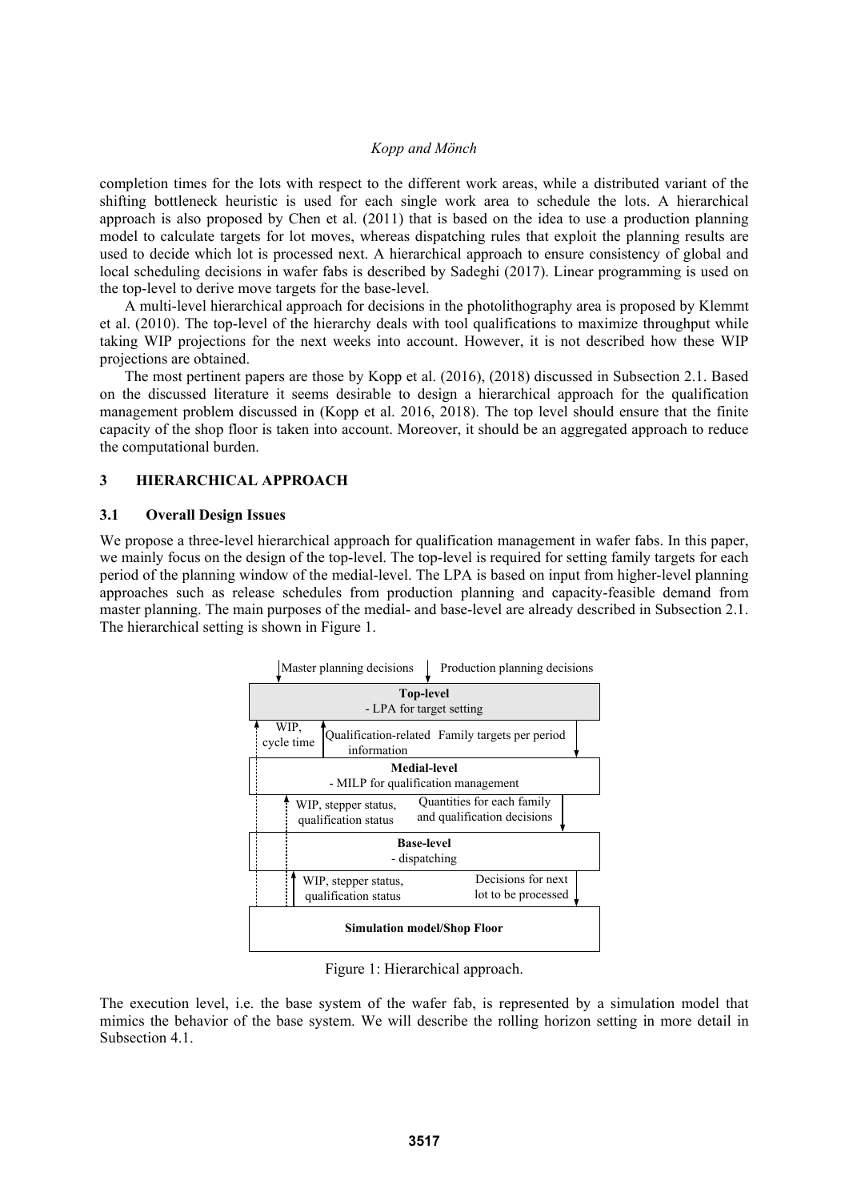completion times for the lots with respect to the different work areas, while a distributed variant of the shifting bottleneck heuristic is used for each single work area to schedule the lots. A hierarchical approach is also proposed by Chen et al. (2011) that is based on the idea to use a production planning model to calculate targets for lot moves, whereas dispatching rules that exploit the planning results are used to decide which lot is processed next. A hierarchical approach to ensure consistency of global and local scheduling decisions in wafer fabs is described by Sadeghi (2017). Linear programming is used on the top-level to derive move targets for the base-level.

A multi-level hierarchical approach for decisions in the photolithography area is proposed by Klemmt et al. (2010). The top-level of the hierarchy deals with tool qualifications to maximize throughput while taking WIP projections for the next weeks into account. However, it is not described how these WIP projections are obtained.

The most pertinent papers are those by Kopp et al. (2016), (2018) discussed in Subsection 2.1. Based on the discussed literature it seems desirable to design a hierarchical approach for the qualification management problem discussed in (Kopp et al. 2016, 2018). The top level should ensure that the finite capacity of the shop floor is taken into account. Moreover, it should be an aggregated approach to reduce the computational burden.

## 3 HIERARCHICAL APPROACH

### 3.1 Overall Design Issues

We propose a three-level hierarchical approach for qualification management in wafer fabs. In this paper, we mainly focus on the design of the top-level. The top-level is required for setting family targets for each period of the planning window of the medial-level. The LPA is based on input from higher-level planning approaches such as release schedules from production planning and capacity-feasible demand from master planning. The main purposes of the medial- and base-level are already described in Subsection 2.1. The hierarchical setting is shown in Figure 1.

Master planning decisions | Production planning decisions

**Top-level**
- LPA for target setting

WIP, cycle time | Qualification-related information | Family targets per period

**Medial-level**
- MILP for qualification management

WIP, stepper status, qualification status | Quantities for each family and qualification decisions

**Base-level**
- dispatching

WIP, stepper status, qualification status | Decisions for next lot to be processed

**Simulation model/Shop Floor**

Figure 1: Hierarchical approach.

The execution level, i.e. the base system of the wafer fab, is represented by a simulation model that mimics the behavior of the base system. We will describe the rolling horizon setting in more detail in Subsection 4.1.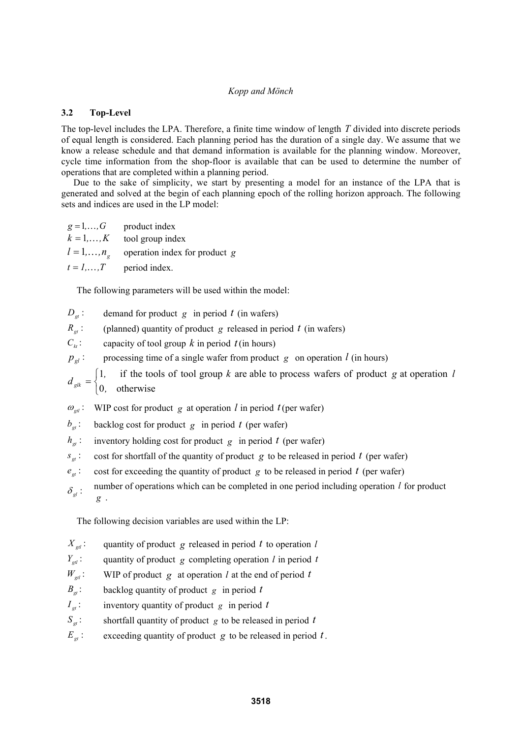### 3.2 Top-Level

The top-level includes the LPA. Therefore, a finite time window of length $T$ divided into discrete periods of equal length is considered. Each planning period has the duration of a single day. We assume that we know a release schedule and that demand information is available for the planning window. Moreover, cycle time information from the shop-floor is available that can be used to determine the number of operations that are completed within a planning period.

Due to the sake of simplicity, we start by presenting a model for an instance of the LPA that is generated and solved at the begin of each planning epoch of the rolling horizon approach. The following sets and indices are used in the LP model:

$g = 1,\ldots,G$ product index
$k = 1,\ldots,K$ tool group index
$l = 1,\ldots,n_g$ operation index for product $g$
$t = 1,\ldots,T$ period index.

The following parameters will be used within the model:

$D_{gt}$: demand for product $g$ in period $t$ (in wafers)
$R_{gt}$: (planned) quantity of product $g$ released in period $t$ (in wafers)
$C_{kt}$: capacity of tool group $k$ in period $t$ (in hours)
$p_{gl}$: processing time of a single wafer from product $g$ on operation $l$ (in hours)

$$d_{glk} = \begin{cases} 1, & \text{if the tools of tool group } k \text{ are able to process wafers of product } g \text{ at operation } l \\ 0, & \text{otherwise} \end{cases}$$

$\omega_{gtl}$: WIP cost for product $g$ at operation $l$ in period $t$ (per wafer)
$b_{gt}$: backlog cost for product $g$ in period $t$ (per wafer)
$h_{gt}$: inventory holding cost for product $g$ in period $t$ (per wafer)
$s_{gt}$: cost for shortfall of the quantity of product $g$ to be released in period $t$ (per wafer)
$e_{gt}$: cost for exceeding the quantity of product $g$ to be released in period $t$ (per wafer)
$\delta_{gl}$: number of operations which can be completed in one period including operation $l$ for product $g$.

The following decision variables are used within the LP:

$X_{gtl}$: quantity of product $g$ released in period $t$ to operation $l$
$Y_{gtl}$: quantity of product $g$ completing operation $l$ in period $t$
$W_{gtl}$: WIP of product $g$ at operation $l$ at the end of period $t$
$B_{gt}$: backlog quantity of product $g$ in period $t$
$I_{gt}$: inventory quantity of product $g$ in period $t$
$S_{gt}$: shortfall quantity of product $g$ to be released in period $t$
$E_{gt}$: exceeding quantity of product $g$ to be released in period $t$.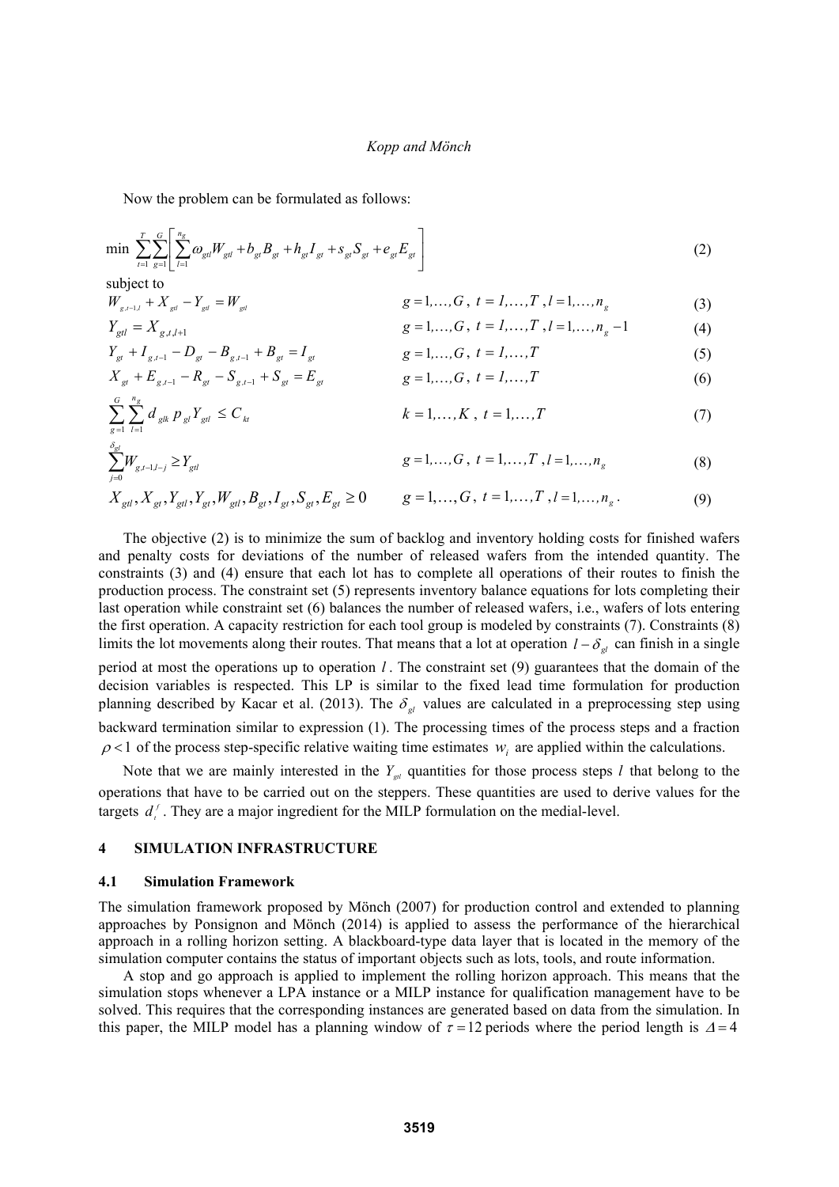Now the problem can be formulated as follows:

$$\min \sum_{t=1}^{T}\sum_{g=1}^{G}\left[\sum_{l=1}^{n_g}\omega_{gtl}W_{gtl} + b_{gt}B_{gt} + h_{gt}I_{gt} + s_{gt}S_{gt} + e_{gt}E_{gt}\right] \tag{2}$$

subject to

$$W_{g,t-1,l} + X_{gtl} - Y_{gtl} = W_{gtl} \qquad g = 1,\ldots,G,\ t = 1,\ldots,T,\ l = 1,\ldots,n_g \tag{3}$$

$$Y_{gtl} = X_{g,t,l+1} \qquad g = 1,\ldots,G,\ t = 1,\ldots,T,\ l = 1,\ldots,n_g - 1 \tag{4}$$

$$Y_{gt} + I_{g,t-1} - D_{gt} - B_{g,t-1} + B_{gt} = I_{gt} \qquad g = 1,\ldots,G,\ t = 1,\ldots,T \tag{5}$$

$$X_{gt} + E_{g,t-1} - R_{gt} - S_{g,t-1} + S_{gt} = E_{gt} \qquad g = 1,\ldots,G,\ t = 1,\ldots,T \tag{6}$$

$$\sum_{g=1}^{G}\sum_{l=1}^{n_g} d_{glk}\, p_{gl} Y_{gtl} \le C_{kt} \qquad k = 1,\ldots,K,\ t = 1,\ldots,T \tag{7}$$

$$\sum_{j=0}^{\delta_{gl}} W_{g,t-1,l-j} \ge Y_{gtl} \qquad g = 1,\ldots,G,\ t = 1,\ldots,T,\ l = 1,\ldots,n_g \tag{8}$$

$$X_{gtl}, X_{gt}, Y_{gtl}, Y_{gt}, W_{gtl}, B_{gt}, I_{gt}, S_{gt}, E_{gt} \ge 0 \qquad g = 1,\ldots,G,\ t = 1,\ldots,T,\ l = 1,\ldots,n_g. \tag{9}$$

The objective (2) is to minimize the sum of backlog and inventory holding costs for finished wafers and penalty costs for deviations of the number of released wafers from the intended quantity. The constraints (3) and (4) ensure that each lot has to complete all operations of their routes to finish the production process. The constraint set (5) represents inventory balance equations for lots completing their last operation while constraint set (6) balances the number of released wafers, i.e., wafers of lots entering the first operation. A capacity restriction for each tool group is modeled by constraints (7). Constraints (8) limits the lot movements along their routes. That means that a lot at operation $l - \delta_{gl}$ can finish in a single period at most the operations up to operation $l$. The constraint set (9) guarantees that the domain of the decision variables is respected. This LP is similar to the fixed lead time formulation for production planning described by Kacar et al. (2013). The $\delta_{gl}$ values are calculated in a preprocessing step using backward termination similar to expression (1). The processing times of the process steps and a fraction $\rho < 1$ of the process step-specific relative waiting time estimates $w_i$ are applied within the calculations.

Note that we are mainly interested in the $Y_{gtl}$ quantities for those process steps $l$ that belong to the operations that have to be carried out on the steppers. These quantities are used to derive values for the targets $d_t^f$. They are a major ingredient for the MILP formulation on the medial-level.

## 4 SIMULATION INFRASTRUCTURE

### 4.1 Simulation Framework

The simulation framework proposed by Mönch (2007) for production control and extended to planning approaches by Ponsignon and Mönch (2014) is applied to assess the performance of the hierarchical approach in a rolling horizon setting. A blackboard-type data layer that is located in the memory of the simulation computer contains the status of important objects such as lots, tools, and route information.

A stop and go approach is applied to implement the rolling horizon approach. This means that the simulation stops whenever a LPA instance or a MILP instance for qualification management have to be solved. This requires that the corresponding instances are generated based on data from the simulation. In this paper, the MILP model has a planning window of $\tau = 12$ periods where the period length is $\Delta = 4$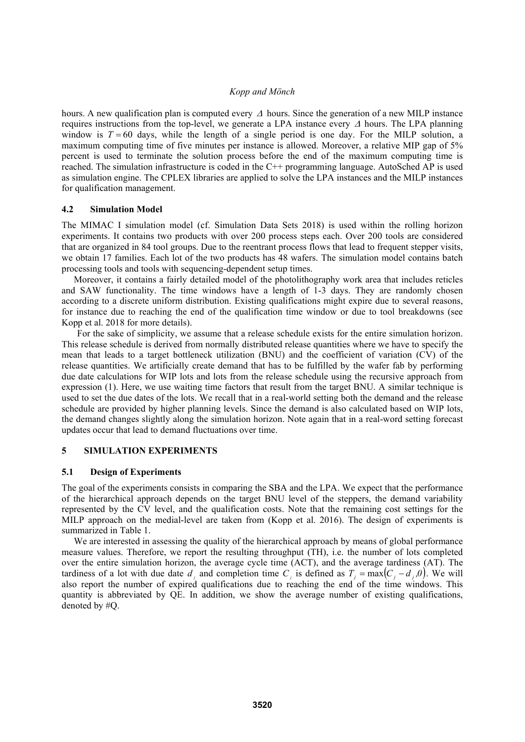hours. A new qualification plan is computed every $\Delta$ hours. Since the generation of a new MILP instance requires instructions from the top-level, we generate a LPA instance every $\Delta$ hours. The LPA planning window is $T = 60$ days, while the length of a single period is one day. For the MILP solution, a maximum computing time of five minutes per instance is allowed. Moreover, a relative MIP gap of 5% percent is used to terminate the solution process before the end of the maximum computing time is reached. The simulation infrastructure is coded in the C++ programming language. AutoSched AP is used as simulation engine. The CPLEX libraries are applied to solve the LPA instances and the MILP instances for qualification management.

### 4.2 Simulation Model

The MIMAC I simulation model (cf. Simulation Data Sets 2018) is used within the rolling horizon experiments. It contains two products with over 200 process steps each. Over 200 tools are considered that are organized in 84 tool groups. Due to the reentrant process flows that lead to frequent stepper visits, we obtain 17 families. Each lot of the two products has 48 wafers. The simulation model contains batch processing tools and tools with sequencing-dependent setup times.

Moreover, it contains a fairly detailed model of the photolithography work area that includes reticles and SAW functionality. The time windows have a length of 1-3 days. They are randomly chosen according to a discrete uniform distribution. Existing qualifications might expire due to several reasons, for instance due to reaching the end of the qualification time window or due to tool breakdowns (see Kopp et al. 2018 for more details).

For the sake of simplicity, we assume that a release schedule exists for the entire simulation horizon. This release schedule is derived from normally distributed release quantities where we have to specify the mean that leads to a target bottleneck utilization (BNU) and the coefficient of variation (CV) of the release quantities. We artificially create demand that has to be fulfilled by the wafer fab by performing due date calculations for WIP lots and lots from the release schedule using the recursive approach from expression (1). Here, we use waiting time factors that result from the target BNU. A similar technique is used to set the due dates of the lots. We recall that in a real-world setting both the demand and the release schedule are provided by higher planning levels. Since the demand is also calculated based on WIP lots, the demand changes slightly along the simulation horizon. Note again that in a real-word setting forecast updates occur that lead to demand fluctuations over time.

## 5 SIMULATION EXPERIMENTS

### 5.1 Design of Experiments

The goal of the experiments consists in comparing the SBA and the LPA. We expect that the performance of the hierarchical approach depends on the target BNU level of the steppers, the demand variability represented by the CV level, and the qualification costs. Note that the remaining cost settings for the MILP approach on the medial-level are taken from (Kopp et al. 2016). The design of experiments is summarized in Table 1.

We are interested in assessing the quality of the hierarchical approach by means of global performance measure values. Therefore, we report the resulting throughput (TH), i.e. the number of lots completed over the entire simulation horizon, the average cycle time (ACT), and the average tardiness (AT). The tardiness of a lot with due date $d_j$ and completion time $C_j$ is defined as $T_j = \max(C_j - d_j, 0)$. We will also report the number of expired qualifications due to reaching the end of the time windows. This quantity is abbreviated by QE. In addition, we show the average number of existing qualifications, denoted by #Q.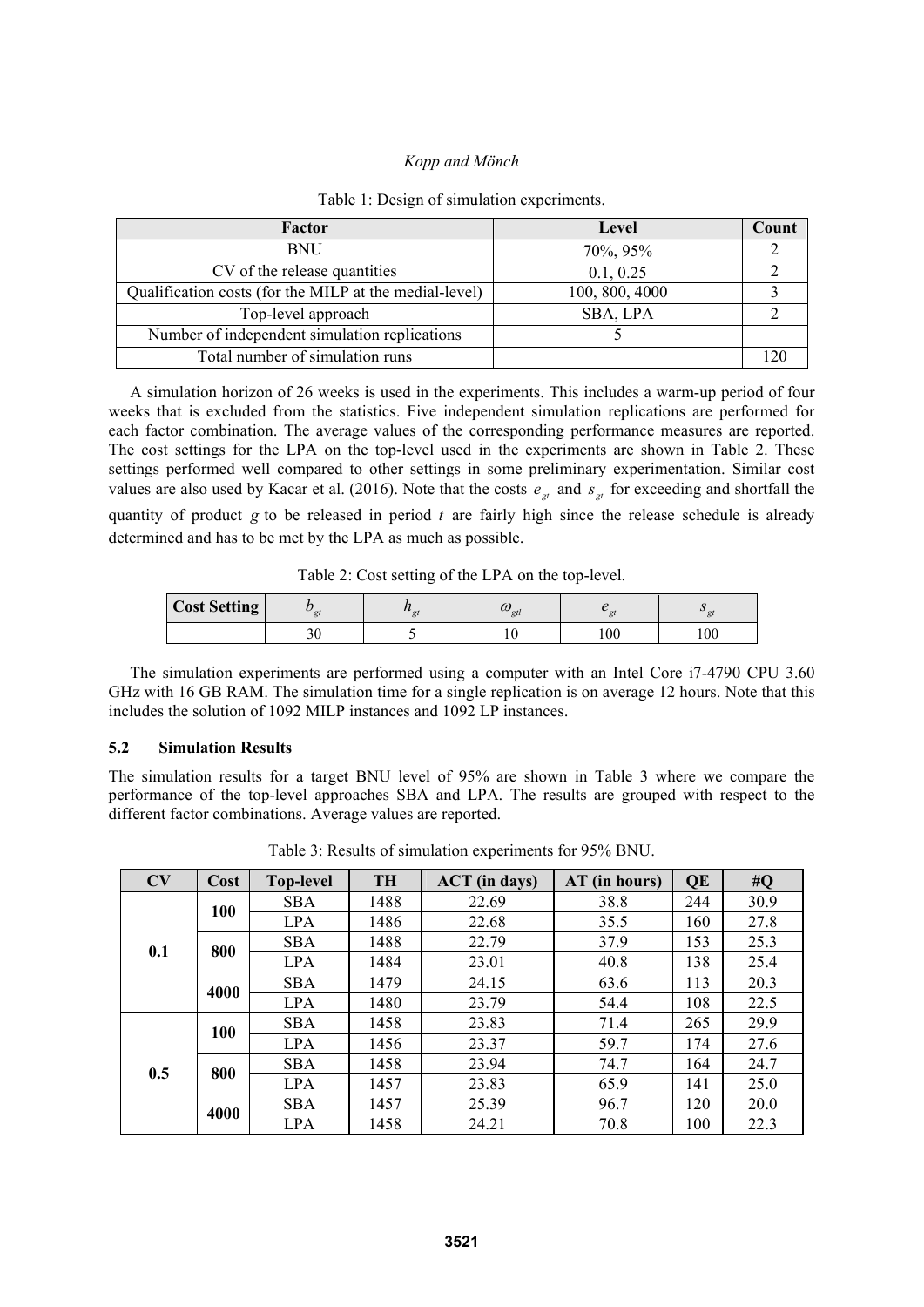Table 1: Design of simulation experiments.

| Factor | Level | Count |
|---|---|---|
| BNU | 70%, 95% | 2 |
| CV of the release quantities | 0.1, 0.25 | 2 |
| Qualification costs (for the MILP at the medial-level) | 100, 800, 4000 | 3 |
| Top-level approach | SBA, LPA | 2 |
| Number of independent simulation replications | 5 | |
| Total number of simulation runs | | 120 |

A simulation horizon of 26 weeks is used in the experiments. This includes a warm-up period of four weeks that is excluded from the statistics. Five independent simulation replications are performed for each factor combination. The average values of the corresponding performance measures are reported. The cost settings for the LPA on the top-level used in the experiments are shown in Table 2. These settings performed well compared to other settings in some preliminary experimentation. Similar cost values are also used by Kacar et al. (2016). Note that the costs $e_{gt}$ and $s_{gt}$ for exceeding and shortfall the quantity of product $g$ to be released in period $t$ are fairly high since the release schedule is already determined and has to be met by the LPA as much as possible.

Table 2: Cost setting of the LPA on the top-level.

| Cost Setting | $b_{gt}$ | $h_{gt}$ | $\omega_{gtl}$ | $e_{gt}$ | $s_{gt}$ |
|---|---|---|---|---|---|
| | 30 | 5 | 10 | 100 | 100 |

The simulation experiments are performed using a computer with an Intel Core i7-4790 CPU 3.60 GHz with 16 GB RAM. The simulation time for a single replication is on average 12 hours. Note that this includes the solution of 1092 MILP instances and 1092 LP instances.

### 5.2 Simulation Results

The simulation results for a target BNU level of 95% are shown in Table 3 where we compare the performance of the top-level approaches SBA and LPA. The results are grouped with respect to the different factor combinations. Average values are reported.

Table 3: Results of simulation experiments for 95% BNU.

| CV | Cost | Top-level | TH | ACT (in days) | AT (in hours) | QE | #Q |
|---|---|---|---|---|---|---|---|
| 0.1 | 100 | SBA | 1488 | 22.69 | 38.8 | 244 | 30.9 |
| | | LPA | 1486 | 22.68 | 35.5 | 160 | 27.8 |
| | 800 | SBA | 1488 | 22.79 | 37.9 | 153 | 25.3 |
| | | LPA | 1484 | 23.01 | 40.8 | 138 | 25.4 |
| | 4000 | SBA | 1479 | 24.15 | 63.6 | 113 | 20.3 |
| | | LPA | 1480 | 23.79 | 54.4 | 108 | 22.5 |
| 0.5 | 100 | SBA | 1458 | 23.83 | 71.4 | 265 | 29.9 |
| | | LPA | 1456 | 23.37 | 59.7 | 174 | 27.6 |
| | 800 | SBA | 1458 | 23.94 | 74.7 | 164 | 24.7 |
| | | LPA | 1457 | 23.83 | 65.9 | 141 | 25.0 |
| | 4000 | SBA | 1457 | 25.39 | 96.7 | 120 | 20.0 |
| | | LPA | 1458 | 24.21 | 70.8 | 100 | 22.3 |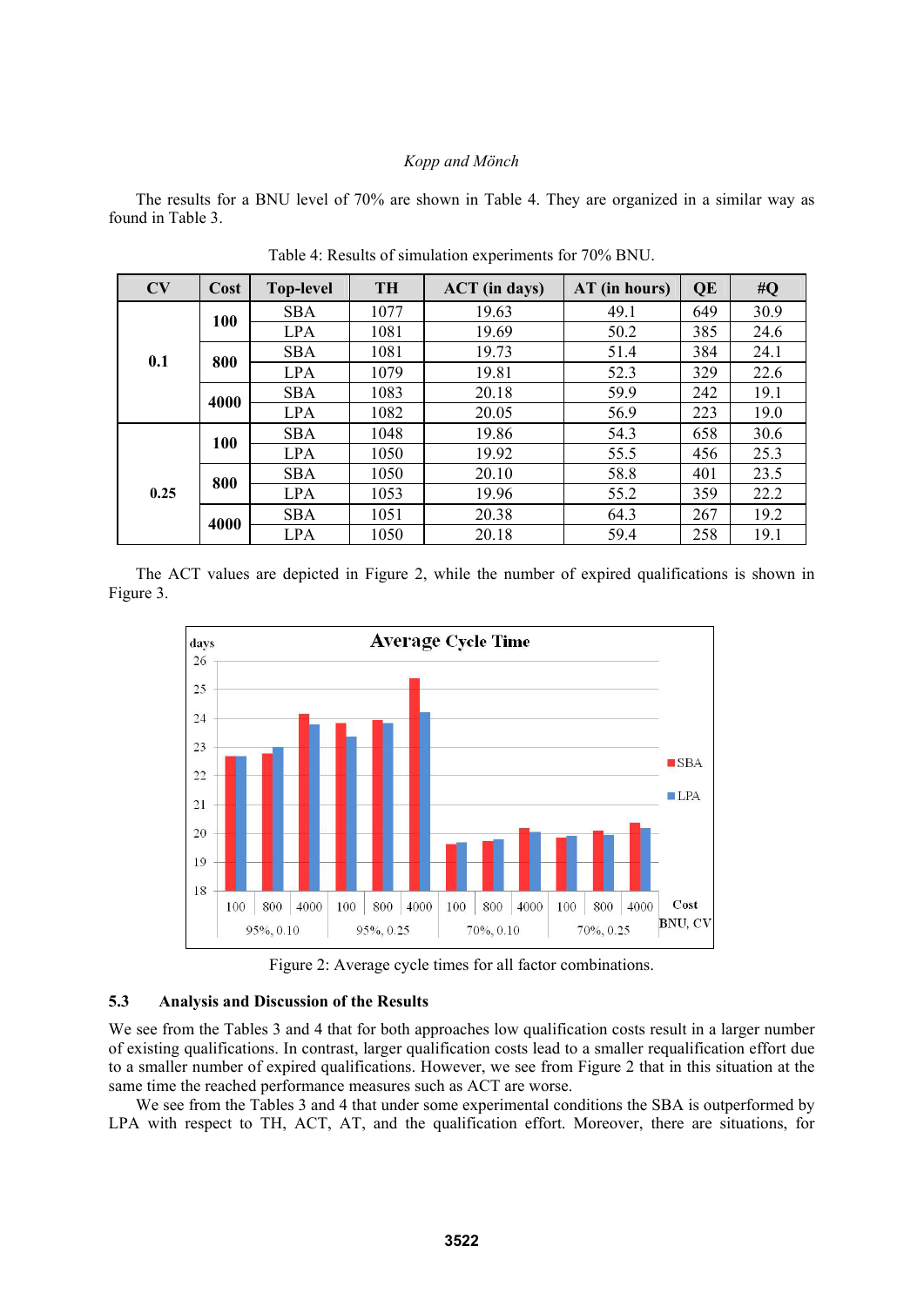The results for a BNU level of 70% are shown in Table 4. They are organized in a similar way as found in Table 3.

Table 4: Results of simulation experiments for 70% BNU.

| CV | Cost | Top-level | TH | ACT (in days) | AT (in hours) | QE | #Q |
|---|---|---|---|---|---|---|---|
| 0.1 | 100 | SBA | 1077 | 19.63 | 49.1 | 649 | 30.9 |
| | | LPA | 1081 | 19.69 | 50.2 | 385 | 24.6 |
| | 800 | SBA | 1081 | 19.73 | 51.4 | 384 | 24.1 |
| | | LPA | 1079 | 19.81 | 52.3 | 329 | 22.6 |
| | 4000 | SBA | 1083 | 20.18 | 59.9 | 242 | 19.1 |
| | | LPA | 1082 | 20.05 | 56.9 | 223 | 19.0 |
| 0.25 | 100 | SBA | 1048 | 19.86 | 54.3 | 658 | 30.6 |
| | | LPA | 1050 | 19.92 | 55.5 | 456 | 25.3 |
| | 800 | SBA | 1050 | 20.10 | 58.8 | 401 | 23.5 |
| | | LPA | 1053 | 19.96 | 55.2 | 359 | 22.2 |
| | 4000 | SBA | 1051 | 20.38 | 64.3 | 267 | 19.2 |
| | | LPA | 1050 | 20.18 | 59.4 | 258 | 19.1 |

The ACT values are depicted in Figure 2, while the number of expired qualifications is shown in Figure 3.

Figure 2: Average cycle times for all factor combinations.

### 5.3 Analysis and Discussion of the Results

We see from the Tables 3 and 4 that for both approaches low qualification costs result in a larger number of existing qualifications. In contrast, larger qualification costs lead to a smaller requalification effort due to a smaller number of expired qualifications. However, we see from Figure 2 that in this situation at the same time the reached performance measures such as ACT are worse.

We see from the Tables 3 and 4 that under some experimental conditions the SBA is outperformed by LPA with respect to TH, ACT, AT, and the qualification effort. Moreover, there are situations, for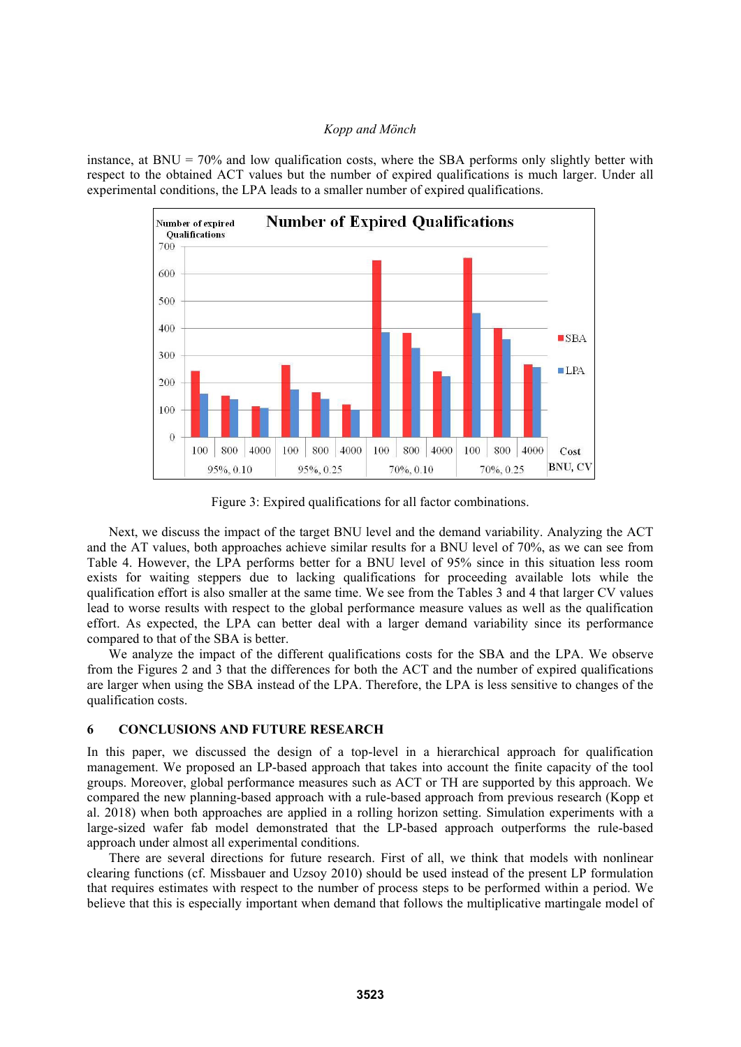instance, at BNU = 70% and low qualification costs, where the SBA performs only slightly better with respect to the obtained ACT values but the number of expired qualifications is much larger. Under all experimental conditions, the LPA leads to a smaller number of expired qualifications.

Figure 3: Expired qualifications for all factor combinations.

Next, we discuss the impact of the target BNU level and the demand variability. Analyzing the ACT and the AT values, both approaches achieve similar results for a BNU level of 70%, as we can see from Table 4. However, the LPA performs better for a BNU level of 95% since in this situation less room exists for waiting steppers due to lacking qualifications for proceeding available lots while the qualification effort is also smaller at the same time. We see from the Tables 3 and 4 that larger CV values lead to worse results with respect to the global performance measure values as well as the qualification effort. As expected, the LPA can better deal with a larger demand variability since its performance compared to that of the SBA is better.

We analyze the impact of the different qualifications costs for the SBA and the LPA. We observe from the Figures 2 and 3 that the differences for both the ACT and the number of expired qualifications are larger when using the SBA instead of the LPA. Therefore, the LPA is less sensitive to changes of the qualification costs.

## 6 CONCLUSIONS AND FUTURE RESEARCH

In this paper, we discussed the design of a top-level in a hierarchical approach for qualification management. We proposed an LP-based approach that takes into account the finite capacity of the tool groups. Moreover, global performance measures such as ACT or TH are supported by this approach. We compared the new planning-based approach with a rule-based approach from previous research (Kopp et al. 2018) when both approaches are applied in a rolling horizon setting. Simulation experiments with a large-sized wafer fab model demonstrated that the LP-based approach outperforms the rule-based approach under almost all experimental conditions.

There are several directions for future research. First of all, we think that models with nonlinear clearing functions (cf. Missbauer and Uzsoy 2010) should be used instead of the present LP formulation that requires estimates with respect to the number of process steps to be performed within a period. We believe that this is especially important when demand that follows the multiplicative martingale model of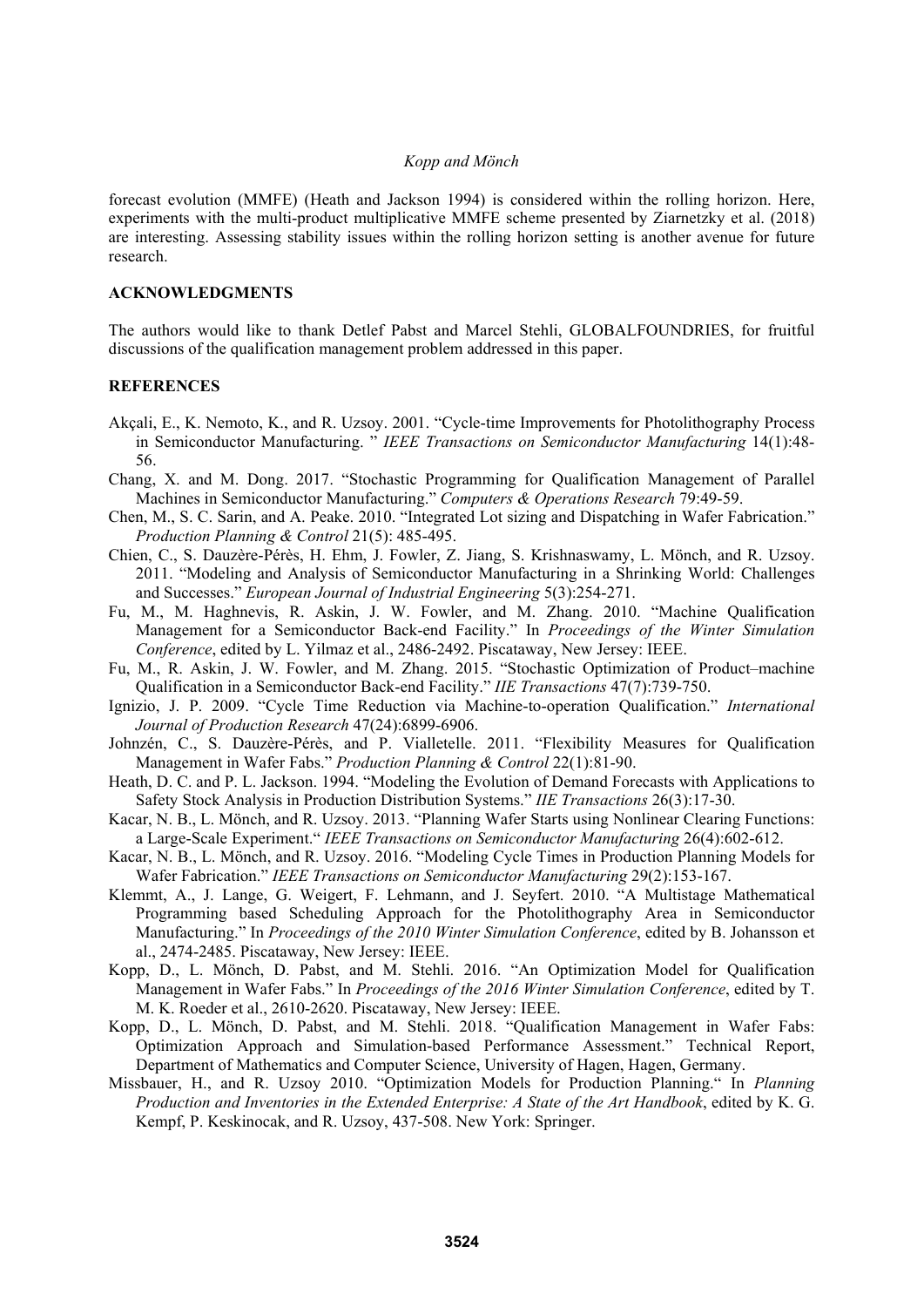forecast evolution (MMFE) (Heath and Jackson 1994) is considered within the rolling horizon. Here, experiments with the multi-product multiplicative MMFE scheme presented by Ziarnetzky et al. (2018) are interesting. Assessing stability issues within the rolling horizon setting is another avenue for future research.

## ACKNOWLEDGMENTS

The authors would like to thank Detlef Pabst and Marcel Stehli, GLOBALFOUNDRIES, for fruitful discussions of the qualification management problem addressed in this paper.

## REFERENCES

Akçali, E., K. Nemoto, K., and R. Uzsoy. 2001. "Cycle-time Improvements for Photolithography Process in Semiconductor Manufacturing. " *IEEE Transactions on Semiconductor Manufacturing* 14(1):48-56.

Chang, X. and M. Dong. 2017. "Stochastic Programming for Qualification Management of Parallel Machines in Semiconductor Manufacturing." *Computers & Operations Research* 79:49-59.

Chen, M., S. C. Sarin, and A. Peake. 2010. "Integrated Lot sizing and Dispatching in Wafer Fabrication." *Production Planning & Control* 21(5): 485-495.

Chien, C., S. Dauzère-Pérès, H. Ehm, J. Fowler, Z. Jiang, S. Krishnaswamy, L. Mönch, and R. Uzsoy. 2011. "Modeling and Analysis of Semiconductor Manufacturing in a Shrinking World: Challenges and Successes." *European Journal of Industrial Engineering* 5(3):254-271.

Fu, M., M. Haghnevis, R. Askin, J. W. Fowler, and M. Zhang. 2010. "Machine Qualification Management for a Semiconductor Back-end Facility." In *Proceedings of the Winter Simulation Conference*, edited by L. Yilmaz et al., 2486-2492. Piscataway, New Jersey: IEEE.

Fu, M., R. Askin, J. W. Fowler, and M. Zhang. 2015. "Stochastic Optimization of Product–machine Qualification in a Semiconductor Back-end Facility." *IIE Transactions* 47(7):739-750.

Ignizio, J. P. 2009. "Cycle Time Reduction via Machine-to-operation Qualification." *International Journal of Production Research* 47(24):6899-6906.

Johnzén, C., S. Dauzère-Pérès, and P. Vialletelle. 2011. "Flexibility Measures for Qualification Management in Wafer Fabs." *Production Planning & Control* 22(1):81-90.

Heath, D. C. and P. L. Jackson. 1994. "Modeling the Evolution of Demand Forecasts with Applications to Safety Stock Analysis in Production Distribution Systems." *IIE Transactions* 26(3):17-30.

Kacar, N. B., L. Mönch, and R. Uzsoy. 2013. "Planning Wafer Starts using Nonlinear Clearing Functions: a Large-Scale Experiment." *IEEE Transactions on Semiconductor Manufacturing* 26(4):602-612.

Kacar, N. B., L. Mönch, and R. Uzsoy. 2016. "Modeling Cycle Times in Production Planning Models for Wafer Fabrication." *IEEE Transactions on Semiconductor Manufacturing* 29(2):153-167.

Klemmt, A., J. Lange, G. Weigert, F. Lehmann, and J. Seyfert. 2010. "A Multistage Mathematical Programming based Scheduling Approach for the Photolithography Area in Semiconductor Manufacturing." In *Proceedings of the 2010 Winter Simulation Conference*, edited by B. Johansson et al., 2474-2485. Piscataway, New Jersey: IEEE.

Kopp, D., L. Mönch, D. Pabst, and M. Stehli. 2016. "An Optimization Model for Qualification Management in Wafer Fabs." In *Proceedings of the 2016 Winter Simulation Conference*, edited by T. M. K. Roeder et al., 2610-2620. Piscataway, New Jersey: IEEE.

Kopp, D., L. Mönch, D. Pabst, and M. Stehli. 2018. "Qualification Management in Wafer Fabs: Optimization Approach and Simulation-based Performance Assessment." Technical Report, Department of Mathematics and Computer Science, University of Hagen, Hagen, Germany.

Missbauer, H., and R. Uzsoy 2010. "Optimization Models for Production Planning." In *Planning Production and Inventories in the Extended Enterprise: A State of the Art Handbook*, edited by K. G. Kempf, P. Keskinocak, and R. Uzsoy, 437-508. New York: Springer.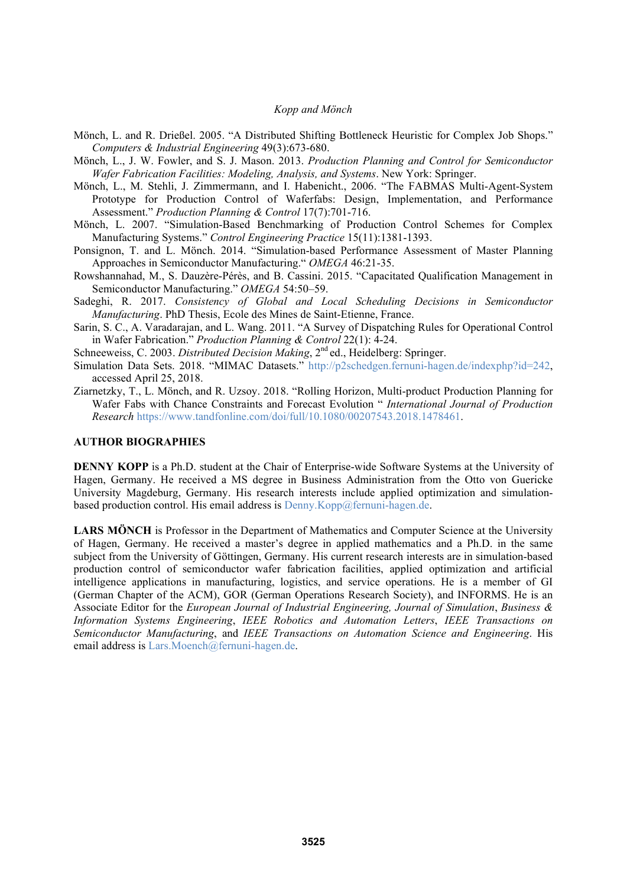Mönch, L. and R. Drießel. 2005. "A Distributed Shifting Bottleneck Heuristic for Complex Job Shops." *Computers & Industrial Engineering* 49(3):673-680.

Mönch, L., J. W. Fowler, and S. J. Mason. 2013. *Production Planning and Control for Semiconductor Wafer Fabrication Facilities: Modeling, Analysis, and Systems*. New York: Springer.

Mönch, L., M. Stehli, J. Zimmermann, and I. Habenicht., 2006. "The FABMAS Multi-Agent-System Prototype for Production Control of Waferfabs: Design, Implementation, and Performance Assessment." *Production Planning & Control* 17(7):701-716.

Mönch, L. 2007. "Simulation-Based Benchmarking of Production Control Schemes for Complex Manufacturing Systems." *Control Engineering Practice* 15(11):1381-1393.

Ponsignon, T. and L. Mönch. 2014. "Simulation-based Performance Assessment of Master Planning Approaches in Semiconductor Manufacturing." *OMEGA* 46:21-35.

Rowshannahad, M., S. Dauzère-Pérès, and B. Cassini. 2015. "Capacitated Qualification Management in Semiconductor Manufacturing." *OMEGA* 54:50–59.

Sadeghi, R. 2017. *Consistency of Global and Local Scheduling Decisions in Semiconductor Manufacturing*. PhD Thesis, Ecole des Mines de Saint-Etienne, France.

Sarin, S. C., A. Varadarajan, and L. Wang. 2011. "A Survey of Dispatching Rules for Operational Control in Wafer Fabrication." *Production Planning & Control* 22(1): 4-24.

Schneeweiss, C. 2003. *Distributed Decision Making*, 2nd ed., Heidelberg: Springer.

Simulation Data Sets. 2018. "MIMAC Datasets." http://p2schedgen.fernuni-hagen.de/indexphp?id=242, accessed April 25, 2018.

Ziarnetzky, T., L. Mönch, and R. Uzsoy. 2018. "Rolling Horizon, Multi-product Production Planning for Wafer Fabs with Chance Constraints and Forecast Evolution " *International Journal of Production Research* https://www.tandfonline.com/doi/full/10.1080/00207543.2018.1478461.

## AUTHOR BIOGRAPHIES

**DENNY KOPP** is a Ph.D. student at the Chair of Enterprise-wide Software Systems at the University of Hagen, Germany. He received a MS degree in Business Administration from the Otto von Guericke University Magdeburg, Germany. His research interests include applied optimization and simulation-based production control. His email address is Denny.Kopp@fernuni-hagen.de.

**LARS MÖNCH** is Professor in the Department of Mathematics and Computer Science at the University of Hagen, Germany. He received a master's degree in applied mathematics and a Ph.D. in the same subject from the University of Göttingen, Germany. His current research interests are in simulation-based production control of semiconductor wafer fabrication facilities, applied optimization and artificial intelligence applications in manufacturing, logistics, and service operations. He is a member of GI (German Chapter of the ACM), GOR (German Operations Research Society), and INFORMS. He is an Associate Editor for the *European Journal of Industrial Engineering, Journal of Simulation*, *Business & Information Systems Engineering*, *IEEE Robotics and Automation Letters*, *IEEE Transactions on Semiconductor Manufacturing*, and *IEEE Transactions on Automation Science and Engineering*. His email address is Lars.Moench@fernuni-hagen.de.